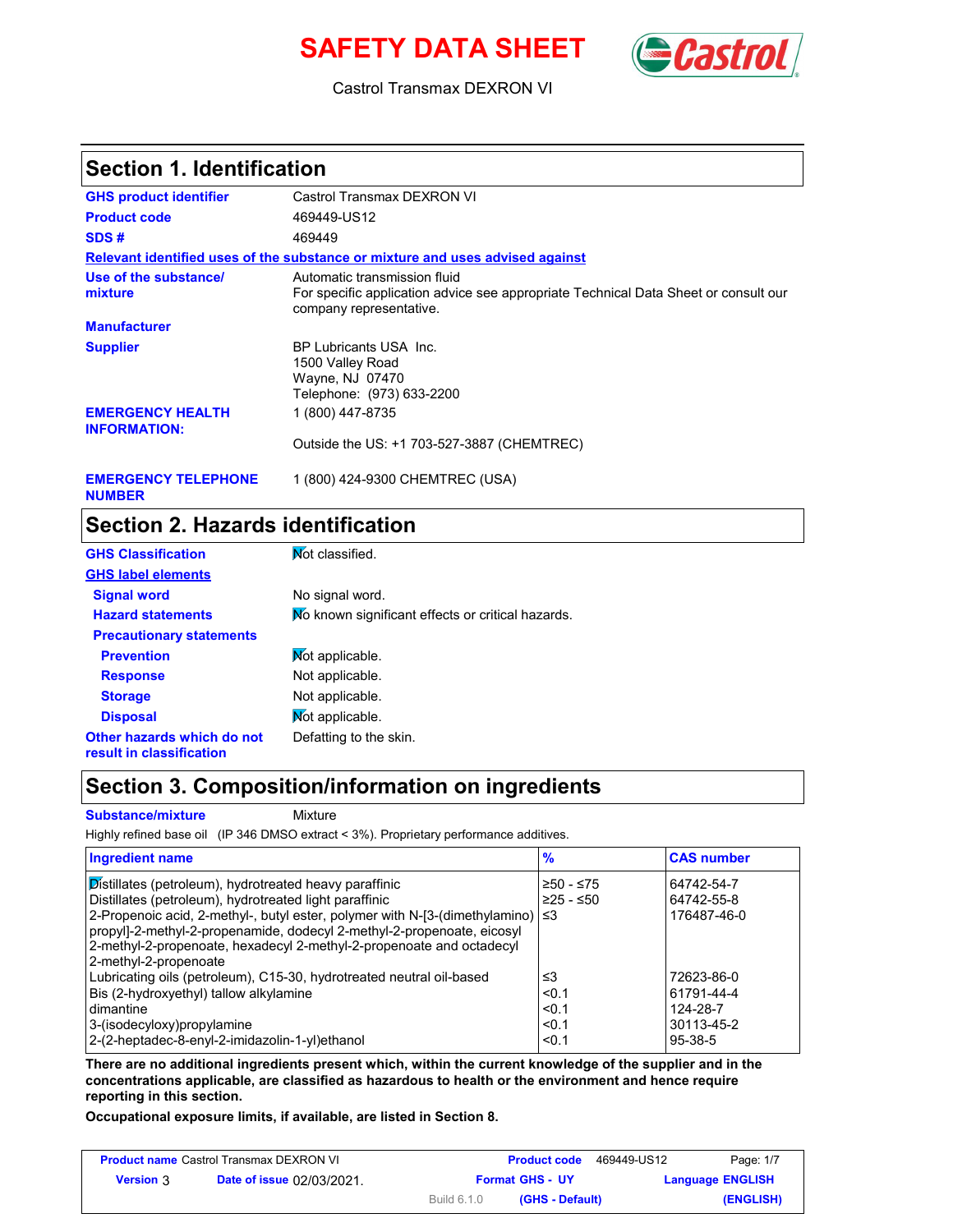# SAFETY DATA SHEET

Castrol Transmax DEXRON VI

## Section 1. Identification

**GHS product identifier**: Castrol Transmax DEXRON VI

**Product code**: 469449-US12

**SDS #**: 469449

**Relevant identified uses of the substance or mixture and uses advised against**

**Use of the substance/ mixture**: Automatic transmission fluid
For specific application advice see appropriate Technical Data Sheet or consult our company representative.

**Manufacturer**

**Supplier**: BP Lubricants USA Inc.
1500 Valley Road
Wayne, NJ 07470
Telephone: (973) 633-2200

**EMERGENCY HEALTH INFORMATION:** 1 (800) 447-8735

Outside the US: +1 703-527-3887 (CHEMTREC)

**EMERGENCY TELEPHONE NUMBER**: 1 (800) 424-9300 CHEMTREC (USA)

## Section 2. Hazards identification

**GHS Classification**: Not classified.

**GHS label elements**

**Signal word**: No signal word.

**Hazard statements**: No known significant effects or critical hazards.

**Precautionary statements**

**Prevention**: Not applicable.

**Response**: Not applicable.

**Storage**: Not applicable.

**Disposal**: Not applicable.

**Other hazards which do not result in classification**: Defatting to the skin.

## Section 3. Composition/information on ingredients

**Substance/mixture**: Mixture

Highly refined base oil (IP 346 DMSO extract < 3%). Proprietary performance additives.

| Ingredient name | % | CAS number |
|---|---|---|
| Distillates (petroleum), hydrotreated heavy paraffinic | ≥50 - ≤75 | 64742-54-7 |
| Distillates (petroleum), hydrotreated light paraffinic | ≥25 - ≤50 | 64742-55-8 |
| 2-Propenoic acid, 2-methyl-, butyl ester, polymer with N-[3-(dimethylamino) propyl]-2-methyl-2-propenamide, dodecyl 2-methyl-2-propenoate, eicosyl 2-methyl-2-propenoate, hexadecyl 2-methyl-2-propenoate and octadecyl 2-methyl-2-propenoate | ≤3 | 176487-46-0 |
| Lubricating oils (petroleum), C15-30, hydrotreated neutral oil-based | ≤3 | 72623-86-0 |
| Bis (2-hydroxyethyl) tallow alkylamine | <0.1 | 61791-44-4 |
| dimantine | <0.1 | 124-28-7 |
| 3-(isodecyloxy)propylamine | <0.1 | 30113-45-2 |
| 2-(2-heptadec-8-enyl-2-imidazolin-1-yl)ethanol | <0.1 | 95-38-5 |

**There are no additional ingredients present which, within the current knowledge of the supplier and in the concentrations applicable, are classified as hazardous to health or the environment and hence require reporting in this section.**

**Occupational exposure limits, if available, are listed in Section 8.**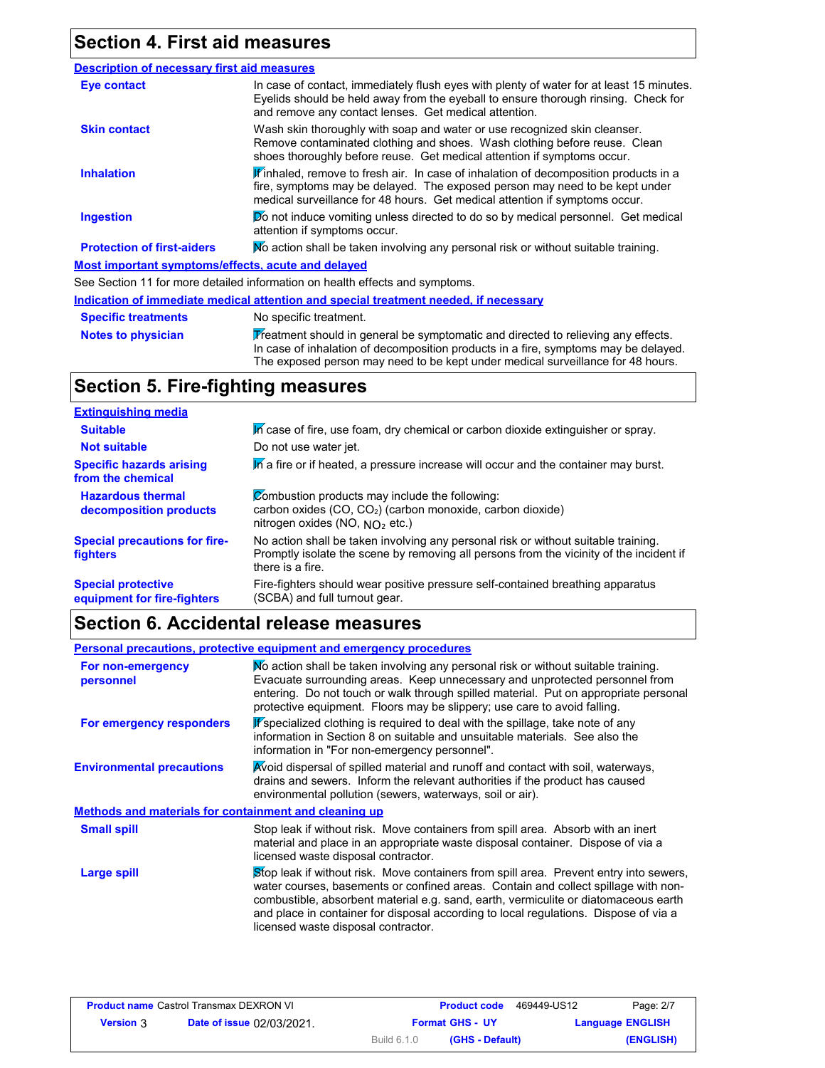## Section 4. First aid measures

### Description of necessary first aid measures

| | |
|---|---|
| **Eye contact** | In case of contact, immediately flush eyes with plenty of water for at least 15 minutes. Eyelids should be held away from the eyeball to ensure thorough rinsing. Check for and remove any contact lenses. Get medical attention. |
| **Skin contact** | Wash skin thoroughly with soap and water or use recognized skin cleanser. Remove contaminated clothing and shoes. Wash clothing before reuse. Clean shoes thoroughly before reuse. Get medical attention if symptoms occur. |
| **Inhalation** | If inhaled, remove to fresh air. In case of inhalation of decomposition products in a fire, symptoms may be delayed. The exposed person may need to be kept under medical surveillance for 48 hours. Get medical attention if symptoms occur. |
| **Ingestion** | Do not induce vomiting unless directed to do so by medical personnel. Get medical attention if symptoms occur. |
| **Protection of first-aiders** | No action shall be taken involving any personal risk or without suitable training. |

### Most important symptoms/effects, acute and delayed

See Section 11 for more detailed information on health effects and symptoms.

### Indication of immediate medical attention and special treatment needed, if necessary

| | |
|---|---|
| **Specific treatments** | No specific treatment. |
| **Notes to physician** | Treatment should in general be symptomatic and directed to relieving any effects. In case of inhalation of decomposition products in a fire, symptoms may be delayed. The exposed person may need to be kept under medical surveillance for 48 hours. |

## Section 5. Fire-fighting measures

### Extinguishing media

| | |
|---|---|
| **Suitable** | In case of fire, use foam, dry chemical or carbon dioxide extinguisher or spray. |
| **Not suitable** | Do not use water jet. |
| **Specific hazards arising from the chemical** | In a fire or if heated, a pressure increase will occur and the container may burst. |
| **Hazardous thermal decomposition products** | Combustion products may include the following: carbon oxides ($CO$, $CO_2$) (carbon monoxide, carbon dioxide) nitrogen oxides ($NO$, $NO_2$ etc.) |
| **Special precautions for fire-fighters** | No action shall be taken involving any personal risk or without suitable training. Promptly isolate the scene by removing all persons from the vicinity of the incident if there is a fire. |
| **Special protective equipment for fire-fighters** | Fire-fighters should wear positive pressure self-contained breathing apparatus (SCBA) and full turnout gear. |

## Section 6. Accidental release measures

### Personal precautions, protective equipment and emergency procedures

| | |
|---|---|
| **For non-emergency personnel** | No action shall be taken involving any personal risk or without suitable training. Evacuate surrounding areas. Keep unnecessary and unprotected personnel from entering. Do not touch or walk through spilled material. Put on appropriate personal protective equipment. Floors may be slippery; use care to avoid falling. |
| **For emergency responders** | If specialized clothing is required to deal with the spillage, take note of any information in Section 8 on suitable and unsuitable materials. See also the information in "For non-emergency personnel". |
| **Environmental precautions** | Avoid dispersal of spilled material and runoff and contact with soil, waterways, drains and sewers. Inform the relevant authorities if the product has caused environmental pollution (sewers, waterways, soil or air). |

### Methods and materials for containment and cleaning up

| | |
|---|---|
| **Small spill** | Stop leak if without risk. Move containers from spill area. Absorb with an inert material and place in an appropriate waste disposal container. Dispose of via a licensed waste disposal contractor. |
| **Large spill** | Stop leak if without risk. Move containers from spill area. Prevent entry into sewers, water courses, basements or confined areas. Contain and collect spillage with non-combustible, absorbent material e.g. sand, earth, vermiculite or diatomaceous earth and place in container for disposal according to local regulations. Dispose of via a licensed waste disposal contractor. |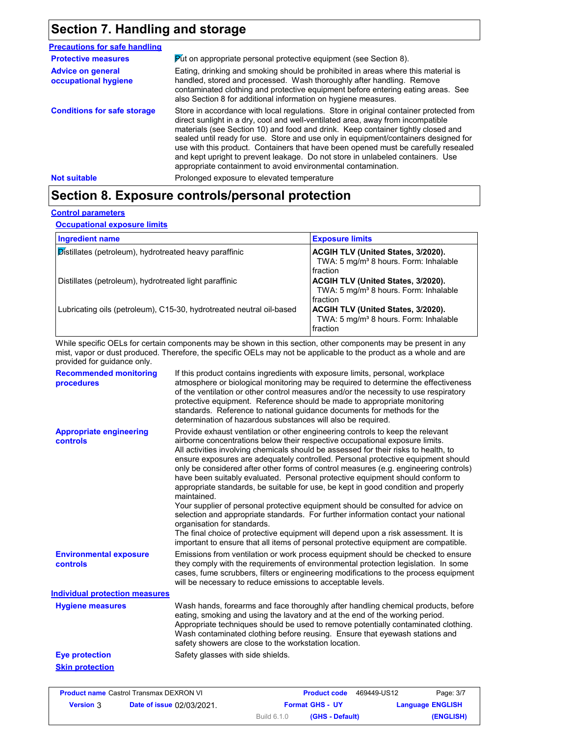## Section 7. Handling and storage

**Precautions for safe handling**

**Protective measures**
Put on appropriate personal protective equipment (see Section 8).

**Advice on general occupational hygiene**
Eating, drinking and smoking should be prohibited in areas where this material is handled, stored and processed. Wash thoroughly after handling. Remove contaminated clothing and protective equipment before entering eating areas. See also Section 8 for additional information on hygiene measures.

**Conditions for safe storage**
Store in accordance with local regulations. Store in original container protected from direct sunlight in a dry, cool and well-ventilated area, away from incompatible materials (see Section 10) and food and drink. Keep container tightly closed and sealed until ready for use. Store and use only in equipment/containers designed for use with this product. Containers that have been opened must be carefully resealed and kept upright to prevent leakage. Do not store in unlabeled containers. Use appropriate containment to avoid environmental contamination.

**Not suitable**
Prolonged exposure to elevated temperature

## Section 8. Exposure controls/personal protection

**Control parameters**

**Occupational exposure limits**

| Ingredient name | Exposure limits |
|---|---|
| Distillates (petroleum), hydrotreated heavy paraffinic | **ACGIH TLV (United States, 3/2020).** TWA: 5 mg/m³ 8 hours. Form: Inhalable fraction |
| Distillates (petroleum), hydrotreated light paraffinic | **ACGIH TLV (United States, 3/2020).** TWA: 5 mg/m³ 8 hours. Form: Inhalable fraction |
| Lubricating oils (petroleum), C15-30, hydrotreated neutral oil-based | **ACGIH TLV (United States, 3/2020).** TWA: 5 mg/m³ 8 hours. Form: Inhalable fraction |

While specific OELs for certain components may be shown in this section, other components may be present in any mist, vapor or dust produced. Therefore, the specific OELs may not be applicable to the product as a whole and are provided for guidance only.

**Recommended monitoring procedures**
If this product contains ingredients with exposure limits, personal, workplace atmosphere or biological monitoring may be required to determine the effectiveness of the ventilation or other control measures and/or the necessity to use respiratory protective equipment. Reference should be made to appropriate monitoring standards. Reference to national guidance documents for methods for the determination of hazardous substances will also be required.

**Appropriate engineering controls**
Provide exhaust ventilation or other engineering controls to keep the relevant airborne concentrations below their respective occupational exposure limits.
All activities involving chemicals should be assessed for their risks to health, to ensure exposures are adequately controlled. Personal protective equipment should only be considered after other forms of control measures (e.g. engineering controls) have been suitably evaluated. Personal protective equipment should conform to appropriate standards, be suitable for use, be kept in good condition and properly maintained.
Your supplier of personal protective equipment should be consulted for advice on selection and appropriate standards. For further information contact your national organisation for standards.
The final choice of protective equipment will depend upon a risk assessment. It is important to ensure that all items of personal protective equipment are compatible.

**Environmental exposure controls**
Emissions from ventilation or work process equipment should be checked to ensure they comply with the requirements of environmental protection legislation. In some cases, fume scrubbers, filters or engineering modifications to the process equipment will be necessary to reduce emissions to acceptable levels.

**Individual protection measures**

**Hygiene measures**
Wash hands, forearms and face thoroughly after handling chemical products, before eating, smoking and using the lavatory and at the end of the working period. Appropriate techniques should be used to remove potentially contaminated clothing. Wash contaminated clothing before reusing. Ensure that eyewash stations and safety showers are close to the workstation location.

**Eye protection**
Safety glasses with side shields.

**Skin protection**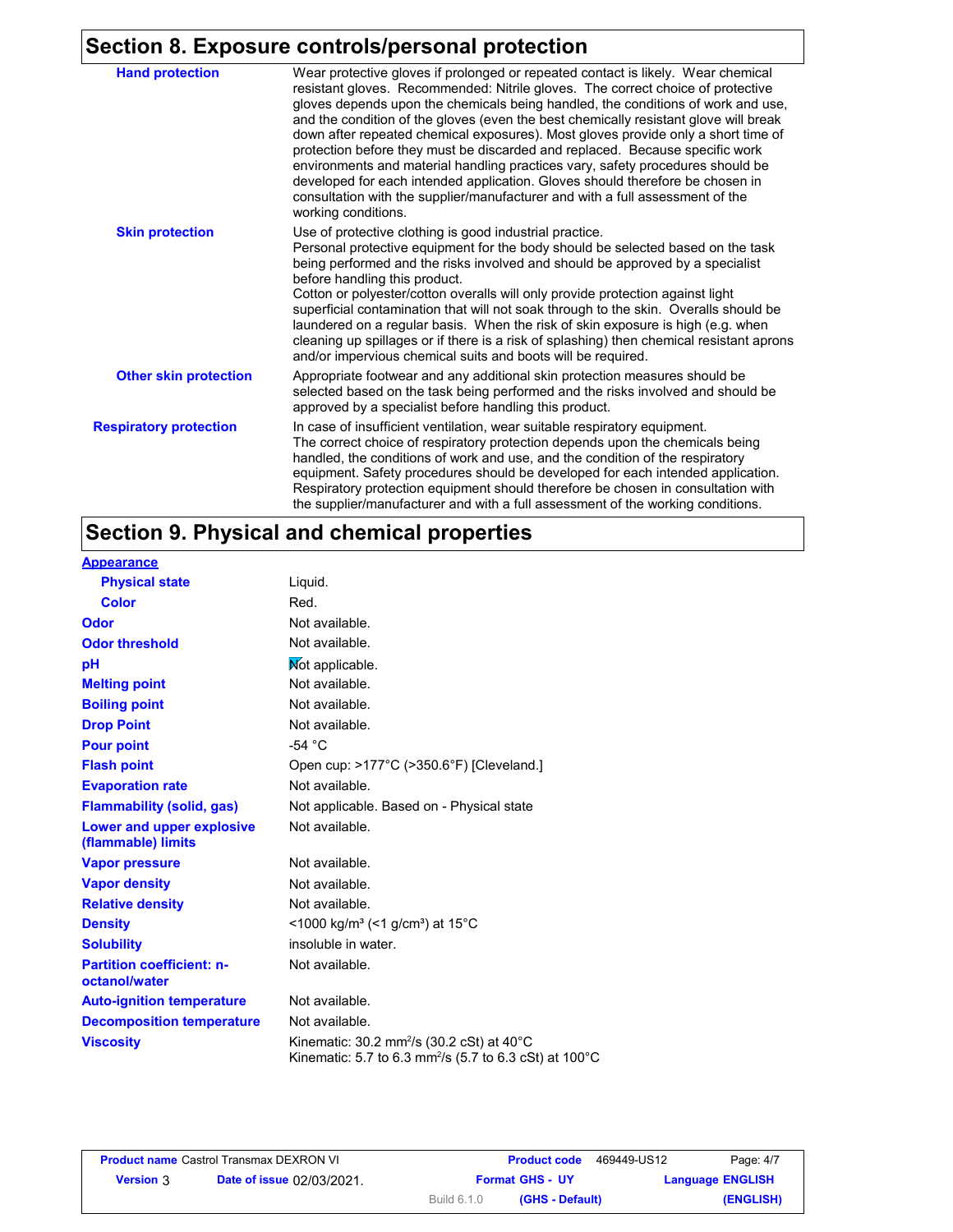## Section 8. Exposure controls/personal protection

| | |
|---|---|
| **Hand protection** | Wear protective gloves if prolonged or repeated contact is likely. Wear chemical resistant gloves. Recommended: Nitrile gloves. The correct choice of protective gloves depends upon the chemicals being handled, the conditions of work and use, and the condition of the gloves (even the best chemically resistant glove will break down after repeated chemical exposures). Most gloves provide only a short time of protection before they must be discarded and replaced. Because specific work environments and material handling practices vary, safety procedures should be developed for each intended application. Gloves should therefore be chosen in consultation with the supplier/manufacturer and with a full assessment of the working conditions. |
| **Skin protection** | Use of protective clothing is good industrial practice.<br>Personal protective equipment for the body should be selected based on the task being performed and the risks involved and should be approved by a specialist before handling this product.<br>Cotton or polyester/cotton overalls will only provide protection against light superficial contamination that will not soak through to the skin. Overalls should be laundered on a regular basis. When the risk of skin exposure is high (e.g. when cleaning up spillages or if there is a risk of splashing) then chemical resistant aprons and/or impervious chemical suits and boots will be required. |
| **Other skin protection** | Appropriate footwear and any additional skin protection measures should be selected based on the task being performed and the risks involved and should be approved by a specialist before handling this product. |
| **Respiratory protection** | In case of insufficient ventilation, wear suitable respiratory equipment.<br>The correct choice of respiratory protection depends upon the chemicals being handled, the conditions of work and use, and the condition of the respiratory equipment. Safety procedures should be developed for each intended application. Respiratory protection equipment should therefore be chosen in consultation with the supplier/manufacturer and with a full assessment of the working conditions. |

## Section 9. Physical and chemical properties

| | |
|---|---|
| **Appearance** | |
| **Physical state** | Liquid. |
| **Color** | Red. |
| **Odor** | Not available. |
| **Odor threshold** | Not available. |
| **pH** | Not applicable. |
| **Melting point** | Not available. |
| **Boiling point** | Not available. |
| **Drop Point** | Not available. |
| **Pour point** | -54 °C |
| **Flash point** | Open cup: >177°C (>350.6°F) [Cleveland.] |
| **Evaporation rate** | Not available. |
| **Flammability (solid, gas)** | Not applicable. Based on - Physical state |
| **Lower and upper explosive (flammable) limits** | Not available. |
| **Vapor pressure** | Not available. |
| **Vapor density** | Not available. |
| **Relative density** | Not available. |
| **Density** | <1000 kg/m³ (<1 g/cm³) at 15°C |
| **Solubility** | insoluble in water. |
| **Partition coefficient: n-octanol/water** | Not available. |
| **Auto-ignition temperature** | Not available. |
| **Decomposition temperature** | Not available. |
| **Viscosity** | Kinematic: 30.2 mm²/s (30.2 cSt) at 40°C<br>Kinematic: 5.7 to 6.3 mm²/s (5.7 to 6.3 cSt) at 100°C |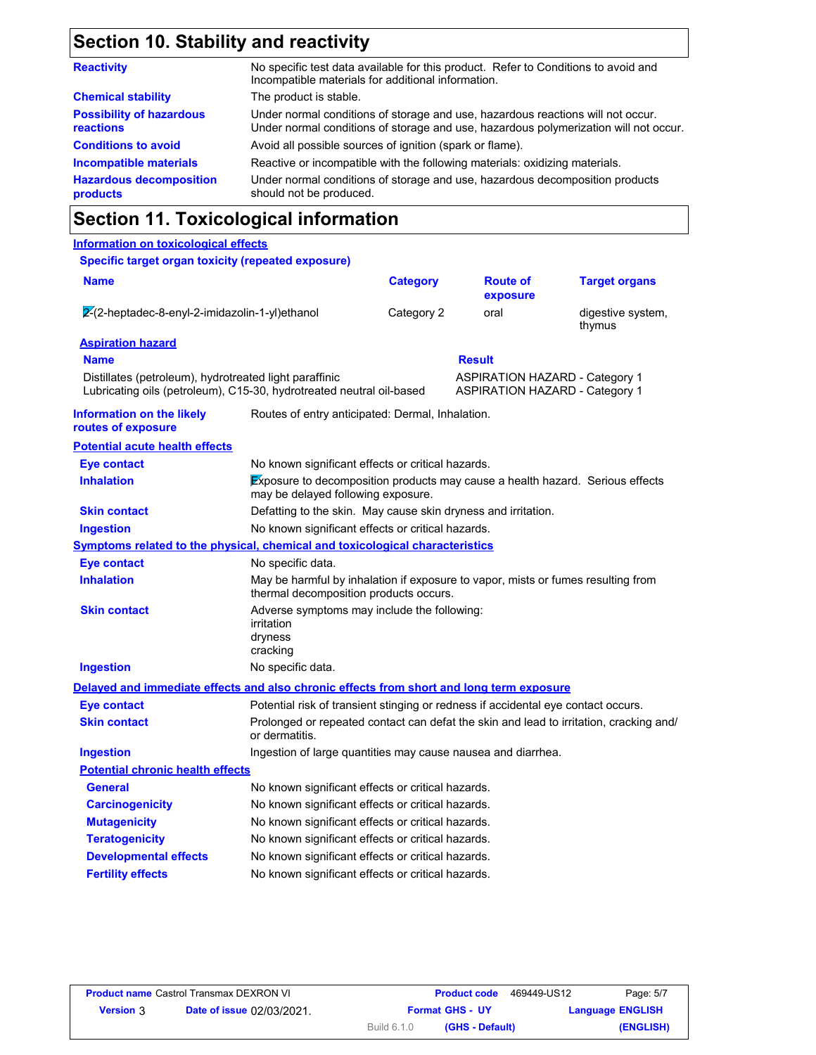## Section 10. Stability and reactivity

| | |
|---|---|
| **Reactivity** | No specific test data available for this product. Refer to Conditions to avoid and Incompatible materials for additional information. |
| **Chemical stability** | The product is stable. |
| **Possibility of hazardous reactions** | Under normal conditions of storage and use, hazardous reactions will not occur. Under normal conditions of storage and use, hazardous polymerization will not occur. |
| **Conditions to avoid** | Avoid all possible sources of ignition (spark or flame). |
| **Incompatible materials** | Reactive or incompatible with the following materials: oxidizing materials. |
| **Hazardous decomposition products** | Under normal conditions of storage and use, hazardous decomposition products should not be produced. |

## Section 11. Toxicological information

**Information on toxicological effects**

**Specific target organ toxicity (repeated exposure)**

| Name | Category | Route of exposure | Target organs |
|---|---|---|---|
| 2-(2-heptadec-8-enyl-2-imidazolin-1-yl)ethanol | Category 2 | oral | digestive system, thymus |

**Aspiration hazard**

| Name | Result |
|---|---|
| Distillates (petroleum), hydrotreated light paraffinic | ASPIRATION HAZARD - Category 1 |
| Lubricating oils (petroleum), C15-30, hydrotreated neutral oil-based | ASPIRATION HAZARD - Category 1 |

**Information on the likely routes of exposure**: Routes of entry anticipated: Dermal, Inhalation.

**Potential acute health effects**

| | |
|---|---|
| **Eye contact** | No known significant effects or critical hazards. |
| **Inhalation** | Exposure to decomposition products may cause a health hazard. Serious effects may be delayed following exposure. |
| **Skin contact** | Defatting to the skin. May cause skin dryness and irritation. |
| **Ingestion** | No known significant effects or critical hazards. |

**Symptoms related to the physical, chemical and toxicological characteristics**

| | |
|---|---|
| **Eye contact** | No specific data. |
| **Inhalation** | May be harmful by inhalation if exposure to vapor, mists or fumes resulting from thermal decomposition products occurs. |
| **Skin contact** | Adverse symptoms may include the following: irritation dryness cracking |
| **Ingestion** | No specific data. |

**Delayed and immediate effects and also chronic effects from short and long term exposure**

| | |
|---|---|
| **Eye contact** | Potential risk of transient stinging or redness if accidental eye contact occurs. |
| **Skin contact** | Prolonged or repeated contact can defat the skin and lead to irritation, cracking and/or dermatitis. |
| **Ingestion** | Ingestion of large quantities may cause nausea and diarrhea. |

**Potential chronic health effects**

| | |
|---|---|
| **General** | No known significant effects or critical hazards. |
| **Carcinogenicity** | No known significant effects or critical hazards. |
| **Mutagenicity** | No known significant effects or critical hazards. |
| **Teratogenicity** | No known significant effects or critical hazards. |
| **Developmental effects** | No known significant effects or critical hazards. |
| **Fertility effects** | No known significant effects or critical hazards. |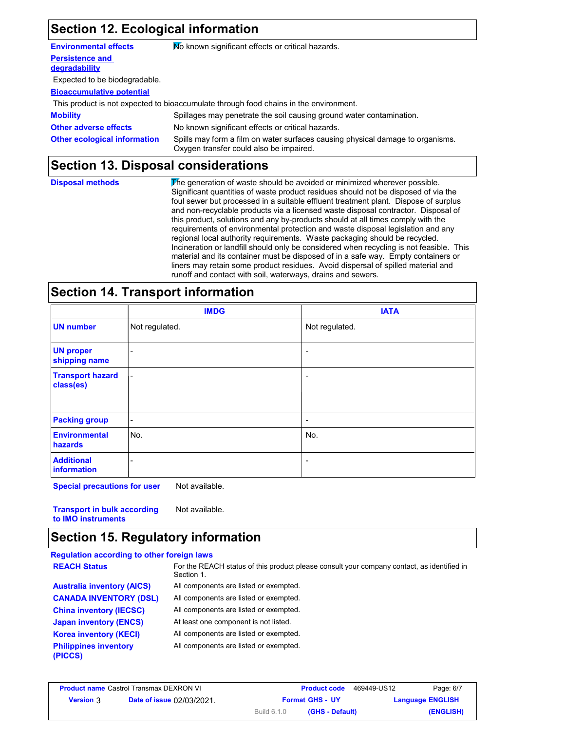## Section 12. Ecological information

**Environmental effects** No known significant effects or critical hazards.

**Persistence and degradability**

Expected to be biodegradable.

**Bioaccumulative potential**

This product is not expected to bioaccumulate through food chains in the environment.

**Mobility** Spillages may penetrate the soil causing ground water contamination.

**Other adverse effects** No known significant effects or critical hazards.

**Other ecological information** Spills may form a film on water surfaces causing physical damage to organisms. Oxygen transfer could also be impaired.

## Section 13. Disposal considerations

**Disposal methods** The generation of waste should be avoided or minimized wherever possible. Significant quantities of waste product residues should not be disposed of via the foul sewer but processed in a suitable effluent treatment plant. Dispose of surplus and non-recyclable products via a licensed waste disposal contractor. Disposal of this product, solutions and any by-products should at all times comply with the requirements of environmental protection and waste disposal legislation and any regional local authority requirements. Waste packaging should be recycled. Incineration or landfill should only be considered when recycling is not feasible. This material and its container must be disposed of in a safe way. Empty containers or liners may retain some product residues. Avoid dispersal of spilled material and runoff and contact with soil, waterways, drains and sewers.

## Section 14. Transport information

| | IMDG | IATA |
|---|---|---|
| UN number | Not regulated. | Not regulated. |
| UN proper shipping name | - | - |
| Transport hazard class(es) | - | - |
| Packing group | - | - |
| Environmental hazards | No. | No. |
| Additional information | - | - |

**Special precautions for user** Not available.

**Transport in bulk according to IMO instruments** Not available.

## Section 15. Regulatory information

**Regulation according to other foreign laws**

**REACH Status** For the REACH status of this product please consult your company contact, as identified in Section 1.

**Australia inventory (AICS)** All components are listed or exempted.

**CANADA INVENTORY (DSL)** All components are listed or exempted.

**China inventory (IECSC)** All components are listed or exempted.

**Japan inventory (ENCS)** At least one component is not listed.

**Korea inventory (KECI)** All components are listed or exempted.

**Philippines inventory (PICCS)** All components are listed or exempted.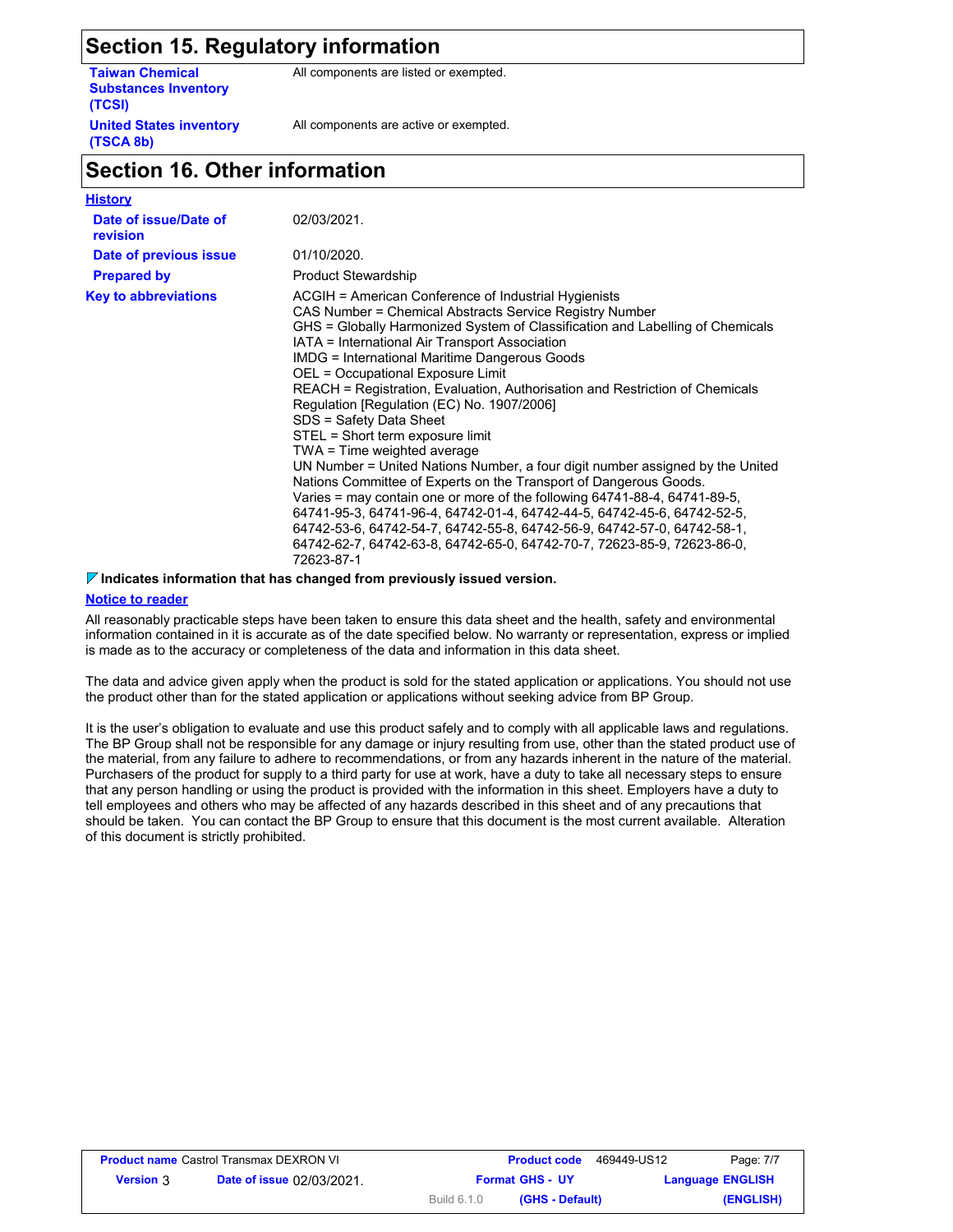## Section 15. Regulatory information

| | |
|---|---|
| **Taiwan Chemical Substances Inventory (TCSI)** | All components are listed or exempted. |
| **United States inventory (TSCA 8b)** | All components are active or exempted. |

## Section 16. Other information

**History**

| | |
|---|---|
| **Date of issue/Date of revision** | 02/03/2021. |
| **Date of previous issue** | 01/10/2020. |
| **Prepared by** | Product Stewardship |

**Key to abbreviations**

ACGIH = American Conference of Industrial Hygienists
CAS Number = Chemical Abstracts Service Registry Number
GHS = Globally Harmonized System of Classification and Labelling of Chemicals
IATA = International Air Transport Association
IMDG = International Maritime Dangerous Goods
OEL = Occupational Exposure Limit
REACH = Registration, Evaluation, Authorisation and Restriction of Chemicals Regulation [Regulation (EC) No. 1907/2006]
SDS = Safety Data Sheet
STEL = Short term exposure limit
TWA = Time weighted average
UN Number = United Nations Number, a four digit number assigned by the United Nations Committee of Experts on the Transport of Dangerous Goods.
Varies = may contain one or more of the following 64741-88-4, 64741-89-5, 64741-95-3, 64741-96-4, 64742-01-4, 64742-44-5, 64742-45-6, 64742-52-5, 64742-53-6, 64742-54-7, 64742-55-8, 64742-56-9, 64742-57-0, 64742-58-1, 64742-62-7, 64742-63-8, 64742-65-0, 64742-70-7, 72623-85-9, 72623-86-0, 72623-87-1

**Indicates information that has changed from previously issued version.**

**Notice to reader**

All reasonably practicable steps have been taken to ensure this data sheet and the health, safety and environmental information contained in it is accurate as of the date specified below. No warranty or representation, express or implied is made as to the accuracy or completeness of the data and information in this data sheet.

The data and advice given apply when the product is sold for the stated application or applications. You should not use the product other than for the stated application or applications without seeking advice from BP Group.

It is the user's obligation to evaluate and use this product safely and to comply with all applicable laws and regulations. The BP Group shall not be responsible for any damage or injury resulting from use, other than the stated product use of the material, from any failure to adhere to recommendations, or from any hazards inherent in the nature of the material. Purchasers of the product for supply to a third party for use at work, have a duty to take all necessary steps to ensure that any person handling or using the product is provided with the information in this sheet. Employers have a duty to tell employees and others who may be affected of any hazards described in this sheet and of any precautions that should be taken. You can contact the BP Group to ensure that this document is the most current available. Alteration of this document is strictly prohibited.